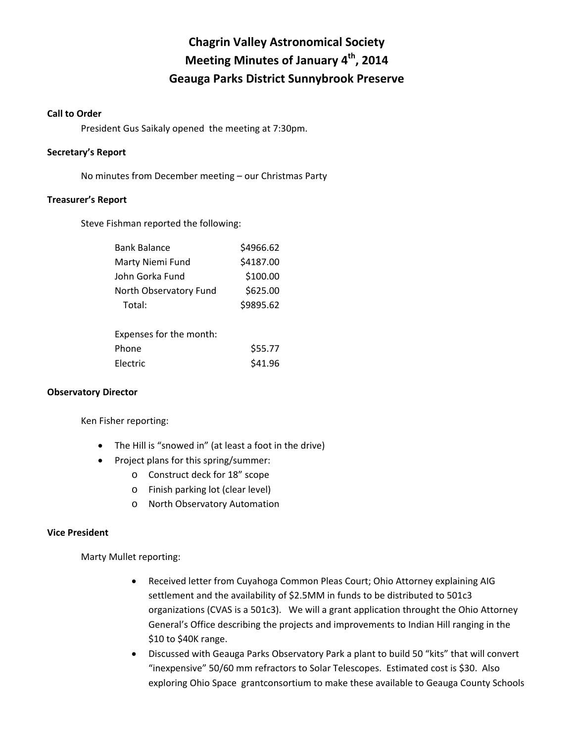# Chagrin Valley Astronomical Society
# Meeting Minutes of January 4th, 2014
# Geauga Parks District Sunnybrook Preserve

**Call to Order**

President Gus Saikaly opened the meeting at 7:30pm.

**Secretary's Report**

No minutes from December meeting – our Christmas Party

**Treasurer's Report**

Steve Fishman reported the following:

| | |
|---|---|
| Bank Balance | $4966.62 |
| Marty Niemi Fund | $4187.00 |
| John Gorka Fund | $100.00 |
| North Observatory Fund | $625.00 |
| Total: | $9895.62 |

| | |
|---|---|
| Expenses for the month: | |
| Phone | $55.77 |
| Electric | $41.96 |

**Observatory Director**

Ken Fisher reporting:

- The Hill is "snowed in" (at least a foot in the drive)
- Project plans for this spring/summer:
  - Construct deck for 18" scope
  - Finish parking lot (clear level)
  - North Observatory Automation

**Vice President**

Marty Mullet reporting:

- Received letter from Cuyahoga Common Pleas Court; Ohio Attorney explaining AIG settlement and the availability of $2.5MM in funds to be distributed to 501c3 organizations (CVAS is a 501c3). We will a grant application throught the Ohio Attorney General's Office describing the projects and improvements to Indian Hill ranging in the $10 to $40K range.
- Discussed with Geauga Parks Observatory Park a plant to build 50 "kits" that will convert "inexpensive" 50/60 mm refractors to Solar Telescopes. Estimated cost is $30. Also exploring Ohio Space grantconsortium to make these available to Geauga County Schools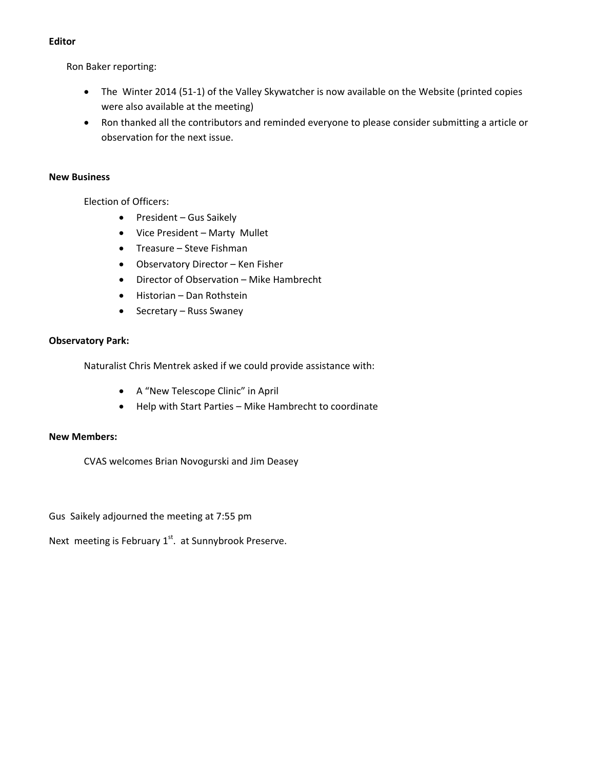**Editor**

Ron Baker reporting:

- The Winter 2014 (51-1) of the Valley Skywatcher is now available on the Website (printed copies were also available at the meeting)
- Ron thanked all the contributors and reminded everyone to please consider submitting a article or observation for the next issue.

**New Business**

Election of Officers:

- President – Gus Saikely
- Vice President – Marty Mullet
- Treasure – Steve Fishman
- Observatory Director – Ken Fisher
- Director of Observation – Mike Hambrecht
- Historian – Dan Rothstein
- Secretary – Russ Swaney

**Observatory Park:**

Naturalist Chris Mentrek asked if we could provide assistance with:

- A "New Telescope Clinic" in April
- Help with Start Parties – Mike Hambrecht to coordinate

**New Members:**

CVAS welcomes Brian Novogurski and Jim Deasey

Gus Saikely adjourned the meeting at 7:55 pm

Next meeting is February 1st. at Sunnybrook Preserve.